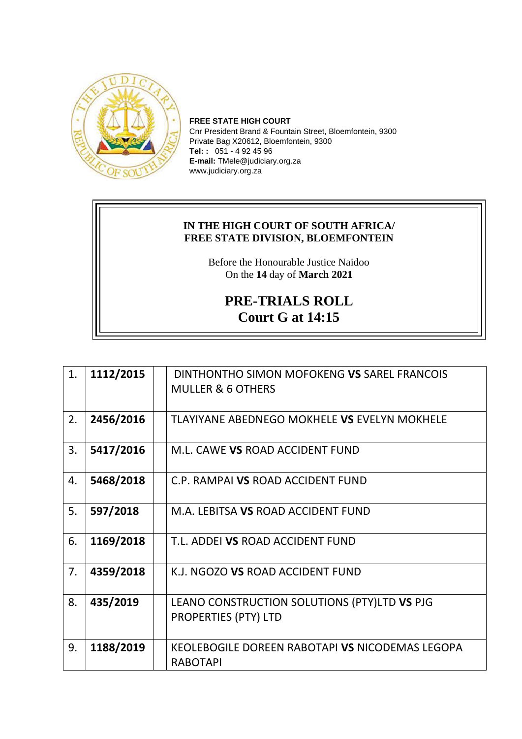**FREE STATE HIGH COURT**
Cnr President Brand & Fountain Street, Bloemfontein, 9300
Private Bag X20612, Bloemfontein, 9300
**Tel: :** 051 - 4 92 45 96
**E-mail:** TMele@judiciary.org.za
www.judiciary.org.za

**IN THE HIGH COURT OF SOUTH AFRICA/**
**FREE STATE DIVISION, BLOEMFONTEIN**

Before the Honourable Justice Naidoo
On the **14** day of **March 2021**

# PRE-TRIALS ROLL
# Court G at 14:15

| | | | |
|---|---|---|---|
| 1. | **1112/2015** | | DINTHONTHO SIMON MOFOKENG **VS** SAREL FRANCOIS MULLER & 6 OTHERS |
| 2. | **2456/2016** | | TLAYIYANE ABEDNEGO MOKHELE **VS** EVELYN MOKHELE |
| 3. | **5417/2016** | | M.L. CAWE **VS** ROAD ACCIDENT FUND |
| 4. | **5468/2018** | | C.P. RAMPAI **VS** ROAD ACCIDENT FUND |
| 5. | **597/2018** | | M.A. LEBITSA **VS** ROAD ACCIDENT FUND |
| 6. | **1169/2018** | | T.L. ADDEI **VS** ROAD ACCIDENT FUND |
| 7. | **4359/2018** | | K.J. NGOZO **VS** ROAD ACCIDENT FUND |
| 8. | **435/2019** | | LEANO CONSTRUCTION SOLUTIONS (PTY)LTD **VS** PJG PROPERTIES (PTY) LTD |
| 9. | **1188/2019** | | KEOLEBOGILE DOREEN RABOTAPI **VS** NICODEMAS LEGOPA RABOTAPI |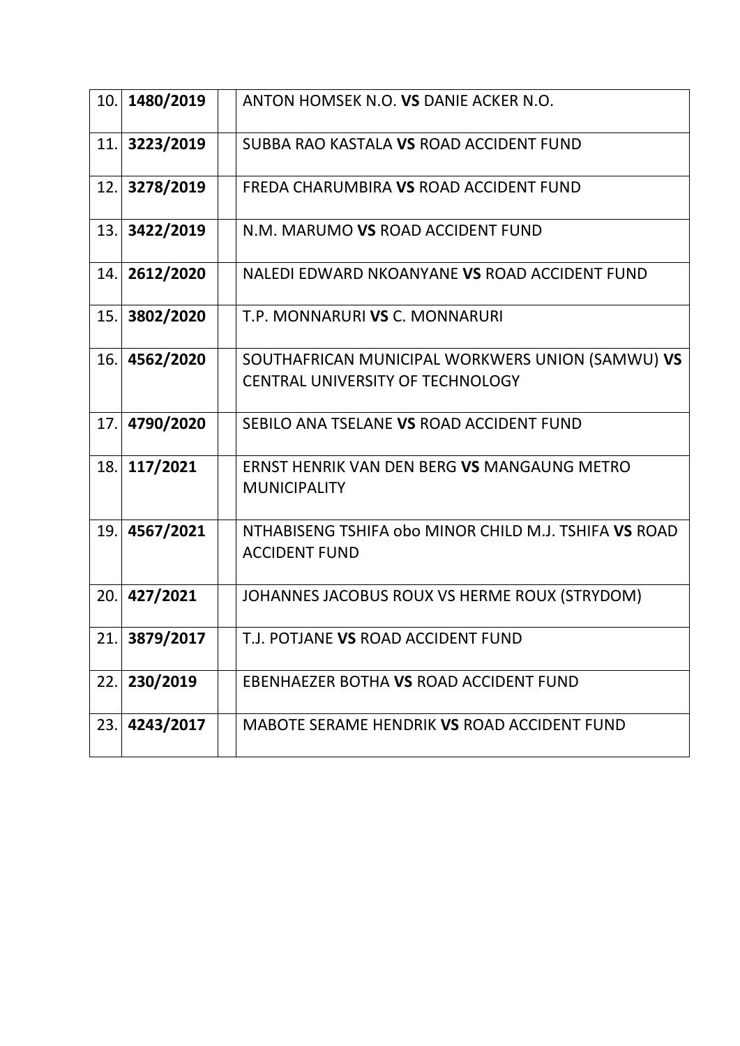| | | | |
|---|---|---|---|
| 10. | **1480/2019** | | ANTON HOMSEK N.O. **VS** DANIE ACKER N.O. |
| 11. | **3223/2019** | | SUBBA RAO KASTALA **VS** ROAD ACCIDENT FUND |
| 12. | **3278/2019** | | FREDA CHARUMBIRA **VS** ROAD ACCIDENT FUND |
| 13. | **3422/2019** | | N.M. MARUMO **VS** ROAD ACCIDENT FUND |
| 14. | **2612/2020** | | NALEDI EDWARD NKOANYANE **VS** ROAD ACCIDENT FUND |
| 15. | **3802/2020** | | T.P. MONNARURI **VS** C. MONNARURI |
| 16. | **4562/2020** | | SOUTHAFRICAN MUNICIPAL WORKWERS UNION (SAMWU) **VS** CENTRAL UNIVERSITY OF TECHNOLOGY |
| 17. | **4790/2020** | | SEBILO ANA TSELANE **VS** ROAD ACCIDENT FUND |
| 18. | **117/2021** | | ERNST HENRIK VAN DEN BERG **VS** MANGAUNG METRO MUNICIPALITY |
| 19. | **4567/2021** | | NTHABISENG TSHIFA obo MINOR CHILD M.J. TSHIFA **VS** ROAD ACCIDENT FUND |
| 20. | **427/2021** | | JOHANNES JACOBUS ROUX VS HERME ROUX (STRYDOM) |
| 21. | **3879/2017** | | T.J. POTJANE **VS** ROAD ACCIDENT FUND |
| 22. | **230/2019** | | EBENHAEZER BOTHA **VS** ROAD ACCIDENT FUND |
| 23. | **4243/2017** | | MABOTE SERAME HENDRIK **VS** ROAD ACCIDENT FUND |